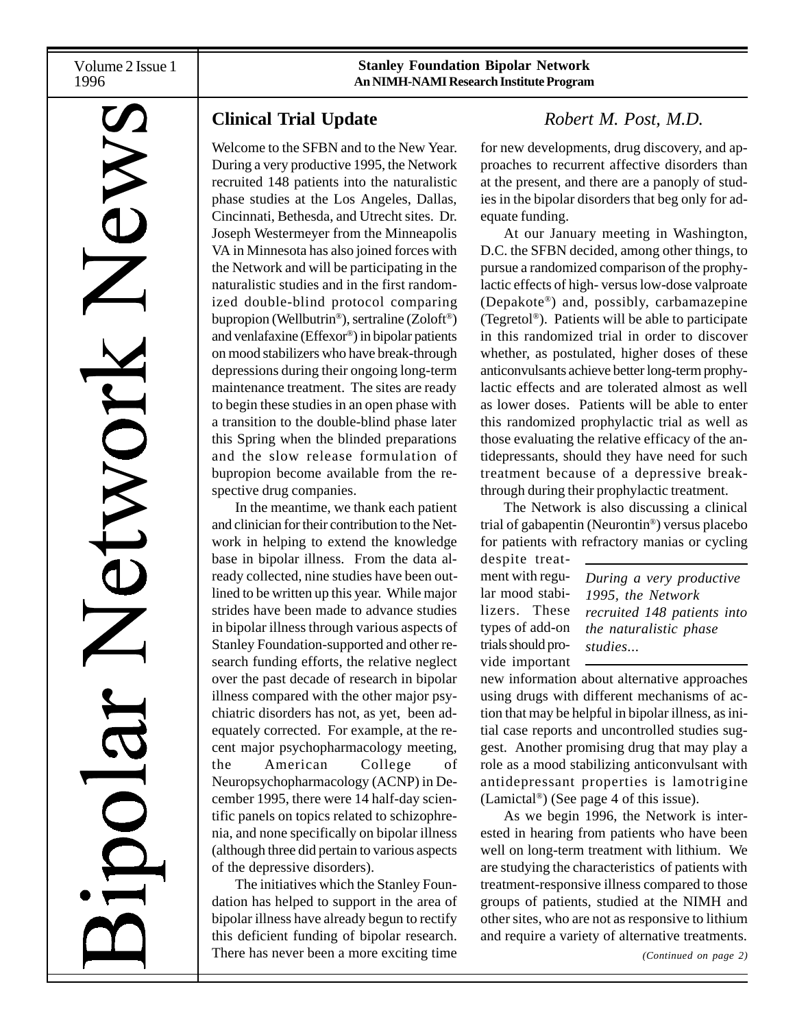# Bipolar Network News

**Stanley Foundation Bipolar Network**
**An NIMH-NAMI Research Institute Program**

## Clinical Trial Update

*Robert M. Post, M.D.*

Welcome to the SFBN and to the New Year. During a very productive 1995, the Network recruited 148 patients into the naturalistic phase studies at the Los Angeles, Dallas, Cincinnati, Bethesda, and Utrecht sites. Dr. Joseph Westermeyer from the Minneapolis VA in Minnesota has also joined forces with the Network and will be participating in the naturalistic studies and in the first randomized double-blind protocol comparing bupropion (Wellbutrin®), sertraline (Zoloft®) and venlafaxine (Effexor®) in bipolar patients on mood stabilizers who have break-through depressions during their ongoing long-term maintenance treatment. The sites are ready to begin these studies in an open phase with a transition to the double-blind phase later this Spring when the blinded preparations and the slow release formulation of bupropion become available from the respective drug companies.

In the meantime, we thank each patient and clinician for their contribution to the Network in helping to extend the knowledge base in bipolar illness. From the data already collected, nine studies have been outlined to be written up this year. While major strides have been made to advance studies in bipolar illness through various aspects of Stanley Foundation-supported and other research funding efforts, the relative neglect over the past decade of research in bipolar illness compared with the other major psychiatric disorders has not, as yet, been adequately corrected. For example, at the recent major psychopharmacology meeting, the American College of Neuropsychopharmacology (ACNP) in December 1995, there were 14 half-day scientific panels on topics related to schizophrenia, and none specifically on bipolar illness (although three did pertain to various aspects of the depressive disorders).

The initiatives which the Stanley Foundation has helped to support in the area of bipolar illness have already begun to rectify this deficient funding of bipolar research. There has never been a more exciting time for new developments, drug discovery, and approaches to recurrent affective disorders than at the present, and there are a panoply of studies in the bipolar disorders that beg only for adequate funding.

At our January meeting in Washington, D.C. the SFBN decided, among other things, to pursue a randomized comparison of the prophylactic effects of high- versus low-dose valproate (Depakote®) and, possibly, carbamazepine (Tegretol®). Patients will be able to participate in this randomized trial in order to discover whether, as postulated, higher doses of these anticonvulsants achieve better long-term prophylactic effects and are tolerated almost as well as lower doses. Patients will be able to enter this randomized prophylactic trial as well as those evaluating the relative efficacy of the antidepressants, should they have need for such treatment because of a depressive breakthrough during their prophylactic treatment.

The Network is also discussing a clinical trial of gabapentin (Neurontin®) versus placebo for patients with refractory manias or cycling despite treatment with regular mood stabilizers. These types of add-on trials should provide important new information about alternative approaches using drugs with different mechanisms of action that may be helpful in bipolar illness, as initial case reports and uncontrolled studies suggest. Another promising drug that may play a role as a mood stabilizing anticonvulsant with antidepressant properties is lamotrigine (Lamictal®) (See page 4 of this issue).

> *During a very productive 1995, the Network recruited 148 patients into the naturalistic phase studies...*

As we begin 1996, the Network is interested in hearing from patients who have been well on long-term treatment with lithium. We are studying the characteristics of patients with treatment-responsive illness compared to those groups of patients, studied at the NIMH and other sites, who are not as responsive to lithium and require a variety of alternative treatments.

*(Continued on page 2)*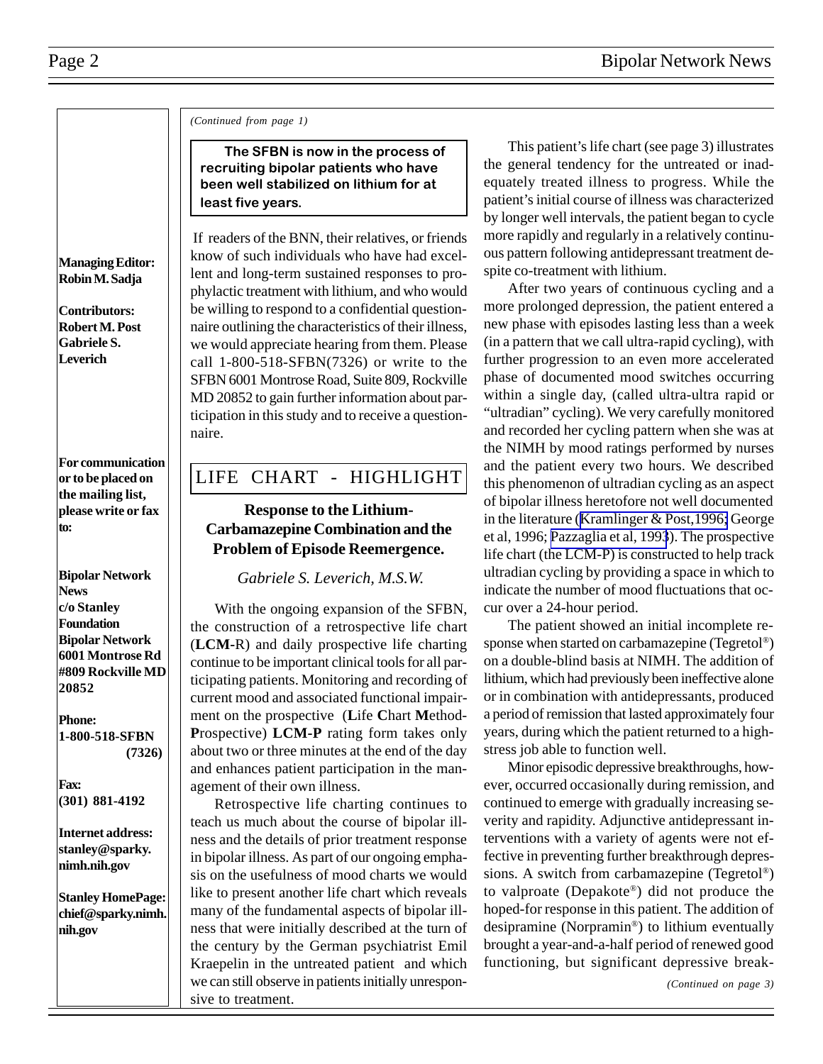*(Continued from page 1)*

**The SFBN is now in the process of recruiting bipolar patients who have been well stabilized on lithium for at least five years.**

If readers of the BNN, their relatives, or friends know of such individuals who have had excellent and long-term sustained responses to prophylactic treatment with lithium, and who would be willing to respond to a confidential questionnaire outlining the characteristics of their illness, we would appreciate hearing from them. Please call 1-800-518-SFBN(7326) or write to the SFBN 6001 Montrose Road, Suite 809, Rockville MD 20852 to gain further information about participation in this study and to receive a questionnaire.

## LIFE CHART - HIGHLIGHT

### Response to the Lithium-Carbamazepine Combination and the Problem of Episode Reemergence.

*Gabriele S. Leverich, M.S.W.*

With the ongoing expansion of the SFBN, the construction of a retrospective life chart (**LCM**-R) and daily prospective life charting continue to be important clinical tools for all participating patients. Monitoring and recording of current mood and associated functional impairment on the prospective (**L**ife **C**hart **M**ethod-**P**rospective) **LCM-P** rating form takes only about two or three minutes at the end of the day and enhances patient participation in the management of their own illness.

Retrospective life charting continues to teach us much about the course of bipolar illness and the details of prior treatment response in bipolar illness. As part of our ongoing emphasis on the usefulness of mood charts we would like to present another life chart which reveals many of the fundamental aspects of bipolar illness that were initially described at the turn of the century by the German psychiatrist Emil Kraepelin in the untreated patient and which we can still observe in patients initially unresponsive to treatment.

This patient's life chart (see page 3) illustrates the general tendency for the untreated or inadequately treated illness to progress. While the patient's initial course of illness was characterized by longer well intervals, the patient began to cycle more rapidly and regularly in a relatively continuous pattern following antidepressant treatment despite co-treatment with lithium.

After two years of continuous cycling and a more prolonged depression, the patient entered a new phase with episodes lasting less than a week (in a pattern that we call ultra-rapid cycling), with further progression to an even more accelerated phase of documented mood switches occurring within a single day, (called ultra-ultra rapid or "ultradian" cycling). We very carefully monitored and recorded her cycling pattern when she was at the NIMH by mood ratings performed by nurses and the patient every two hours. We described this phenomenon of ultradian cycling as an aspect of bipolar illness heretofore not well documented in the literature (Kramlinger & Post,1996; George et al, 1996; Pazzaglia et al, 1993). The prospective life chart (the LCM-P) is constructed to help track ultradian cycling by providing a space in which to indicate the number of mood fluctuations that occur over a 24-hour period.

The patient showed an initial incomplete response when started on carbamazepine (Tegretol®) on a double-blind basis at NIMH. The addition of lithium, which had previously been ineffective alone or in combination with antidepressants, produced a period of remission that lasted approximately four years, during which the patient returned to a high-stress job able to function well.

Minor episodic depressive breakthroughs, however, occurred occasionally during remission, and continued to emerge with gradually increasing severity and rapidity. Adjunctive antidepressant interventions with a variety of agents were not effective in preventing further breakthrough depressions. A switch from carbamazepine (Tegretol®) to valproate (Depakote®) did not produce the hoped-for response in this patient. The addition of desipramine (Norpramin®) to lithium eventually brought a year-and-a-half period of renewed good functioning, but significant depressive break-

*(Continued on page 3)*

**Managing Editor:**
**Robin M. Sadja**

**Contributors:**
**Robert M. Post**
**Gabriele S. Leverich**

**For communication or to be placed on the mailing list, please write or fax to:**

**Bipolar Network News**
**c/o Stanley Foundation Bipolar Network**
**6001 Montrose Rd #809 Rockville MD 20852**

**Phone:**
**1-800-518-SFBN (7326)**

**Fax:**
**(301) 881-4192**

**Internet address:**
**stanley@sparky.nimh.nih.gov**

**Stanley HomePage:**
**chief@sparky.nimh.nih.gov**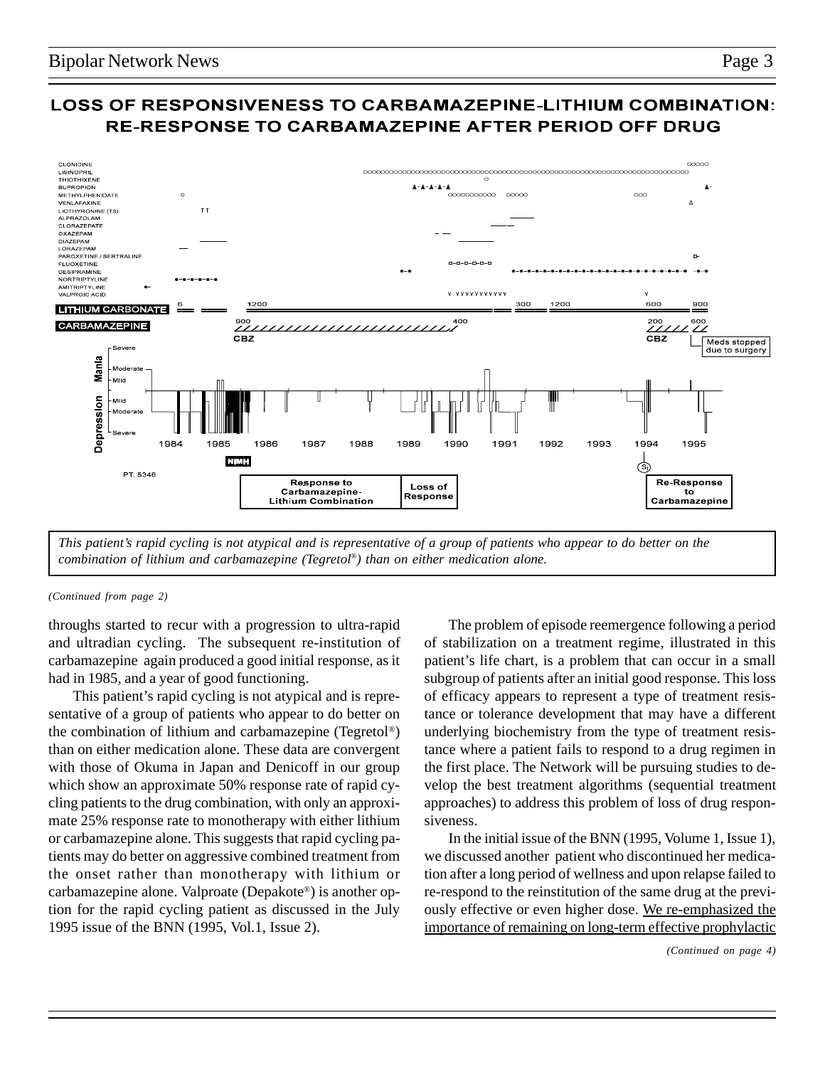# LOSS OF RESPONSIVENESS TO CARBAMAZEPINE-LITHIUM COMBINATION: RE-RESPONSE TO CARBAMAZEPINE AFTER PERIOD OFF DRUG

CLONIDINE
LISINOPRIL
THIOTHIXENE
BUPROPION
METHYLPHENIDATE
VENLAFAXINE
LIOTHYRONINE (T3)
ALPRAZOLAM
CLORAZEPATE
OXAZEPAM
DIAZEPAM
LORAZEPAM
PAROXETINE / SERTRALINE
FLUOXETINE
DESIPRAMINE
NORTRIPTYLINE
AMITRIPTYLINE
VALPROIC ACID

LITHIUM CARBONATE 6 1200 300 1200 600 900

CARBAMAZEPINE 900 400 200 600

CBZ CBZ

Meds stopped due to surgery

Mania: Severe, Moderate, Mild

Depression: Mild, Moderate, Severe

1984 1985 1986 1987 1988 1989 1990 1991 1992 1993 1994 1995

NIMH

PT. 5346

Response to Carbamazepine-Lithium Combination

Loss of Response

Re-Response to Carbamazepine

*This patient's rapid cycling is not atypical and is representative of a group of patients who appear to do better on the combination of lithium and carbamazepine (Tegretol®) than on either medication alone.*

*(Continued from page 2)*

throughs started to recur with a progression to ultra-rapid and ultradian cycling. The subsequent re-institution of carbamazepine again produced a good initial response, as it had in 1985, and a year of good functioning.

This patient's rapid cycling is not atypical and is representative of a group of patients who appear to do better on the combination of lithium and carbamazepine (Tegretol®) than on either medication alone. These data are convergent with those of Okuma in Japan and Denicoff in our group which show an approximate 50% response rate of rapid cycling patients to the drug combination, with only an approximate 25% response rate to monotherapy with either lithium or carbamazepine alone. This suggests that rapid cycling patients may do better on aggressive combined treatment from the onset rather than monotherapy with lithium or carbamazepine alone. Valproate (Depakote®) is another option for the rapid cycling patient as discussed in the July 1995 issue of the BNN (1995, Vol.1, Issue 2).

The problem of episode reemergence following a period of stabilization on a treatment regime, illustrated in this patient's life chart, is a problem that can occur in a small subgroup of patients after an initial good response. This loss of efficacy appears to represent a type of treatment resistance or tolerance development that may have a different underlying biochemistry from the type of treatment resistance where a patient fails to respond to a drug regimen in the first place. The Network will be pursuing studies to develop the best treatment algorithms (sequential treatment approaches) to address this problem of loss of drug responsiveness.

In the initial issue of the BNN (1995, Volume 1, Issue 1), we discussed another patient who discontinued her medication after a long period of wellness and upon relapse failed to re-respond to the reinstitution of the same drug at the previously effective or even higher dose. <u>We re-emphasized the importance of remaining on long-term effective prophylactic</u>

*(Continued on page 4)*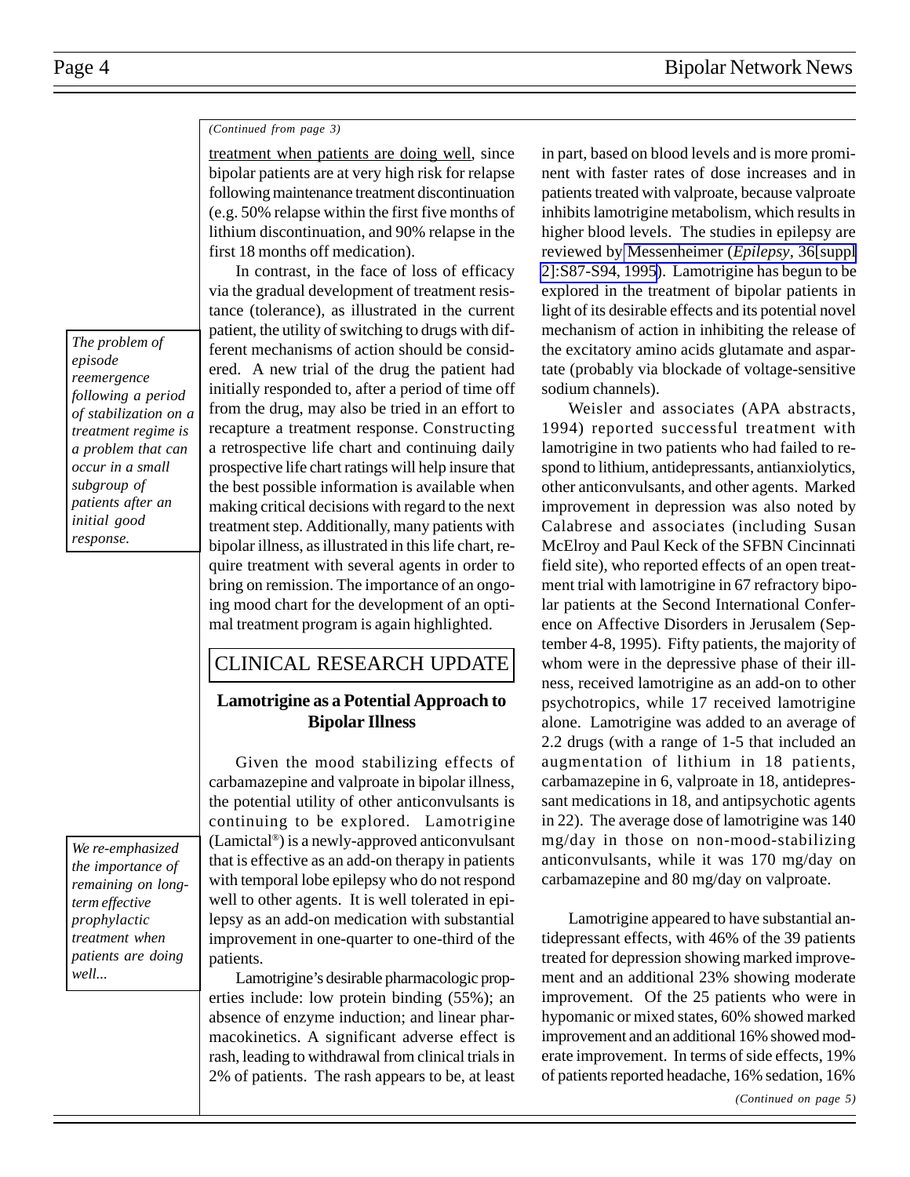*(Continued from page 3)*

treatment when patients are doing well, since bipolar patients are at very high risk for relapse following maintenance treatment discontinuation (e.g. 50% relapse within the first five months of lithium discontinuation, and 90% relapse in the first 18 months off medication).

In contrast, in the face of loss of efficacy via the gradual development of treatment resistance (tolerance), as illustrated in the current patient, the utility of switching to drugs with different mechanisms of action should be considered. A new trial of the drug the patient had initially responded to, after a period of time off from the drug, may also be tried in an effort to recapture a treatment response. Constructing a retrospective life chart and continuing daily prospective life chart ratings will help insure that the best possible information is available when making critical decisions with regard to the next treatment step. Additionally, many patients with bipolar illness, as illustrated in this life chart, require treatment with several agents in order to bring on remission. The importance of an ongoing mood chart for the development of an optimal treatment program is again highlighted.

*The problem of episode reemergence following a period of stabilization on a treatment regime is a problem that can occur in a small subgroup of patients after an initial good response.*

*We re-emphasized the importance of remaining on long-term effective prophylactic treatment when patients are doing well...*

## CLINICAL RESEARCH UPDATE

### Lamotrigine as a Potential Approach to Bipolar Illness

Given the mood stabilizing effects of carbamazepine and valproate in bipolar illness, the potential utility of other anticonvulsants is continuing to be explored. Lamotrigine (Lamictal®) is a newly-approved anticonvulsant that is effective as an add-on therapy in patients with temporal lobe epilepsy who do not respond well to other agents. It is well tolerated in epilepsy as an add-on medication with substantial improvement in one-quarter to one-third of the patients.

Lamotrigine's desirable pharmacologic properties include: low protein binding (55%); an absence of enzyme induction; and linear pharmacokinetics. A significant adverse effect is rash, leading to withdrawal from clinical trials in 2% of patients. The rash appears to be, at least in part, based on blood levels and is more prominent with faster rates of dose increases and in patients treated with valproate, because valproate inhibits lamotrigine metabolism, which results in higher blood levels. The studies in epilepsy are reviewed by Messenheimer (*Epilepsy*, 36[suppl 2]:S87-S94, 1995). Lamotrigine has begun to be explored in the treatment of bipolar patients in light of its desirable effects and its potential novel mechanism of action in inhibiting the release of the excitatory amino acids glutamate and aspartate (probably via blockade of voltage-sensitive sodium channels).

Weisler and associates (APA abstracts, 1994) reported successful treatment with lamotrigine in two patients who had failed to respond to lithium, antidepressants, antianxiolytics, other anticonvulsants, and other agents. Marked improvement in depression was also noted by Calabrese and associates (including Susan McElroy and Paul Keck of the SFBN Cincinnati field site), who reported effects of an open treatment trial with lamotrigine in 67 refractory bipolar patients at the Second International Conference on Affective Disorders in Jerusalem (September 4-8, 1995). Fifty patients, the majority of whom were in the depressive phase of their illness, received lamotrigine as an add-on to other psychotropics, while 17 received lamotrigine alone. Lamotrigine was added to an average of 2.2 drugs (with a range of 1-5 that included an augmentation of lithium in 18 patients, carbamazepine in 6, valproate in 18, antidepressant medications in 18, and antipsychotic agents in 22). The average dose of lamotrigine was 140 mg/day in those on non-mood-stabilizing anticonvulsants, while it was 170 mg/day on carbamazepine and 80 mg/day on valproate.

Lamotrigine appeared to have substantial antidepressant effects, with 46% of the 39 patients treated for depression showing marked improvement and an additional 23% showing moderate improvement. Of the 25 patients who were in hypomanic or mixed states, 60% showed marked improvement and an additional 16% showed moderate improvement. In terms of side effects, 19% of patients reported headache, 16% sedation, 16%

*(Continued on page 5)*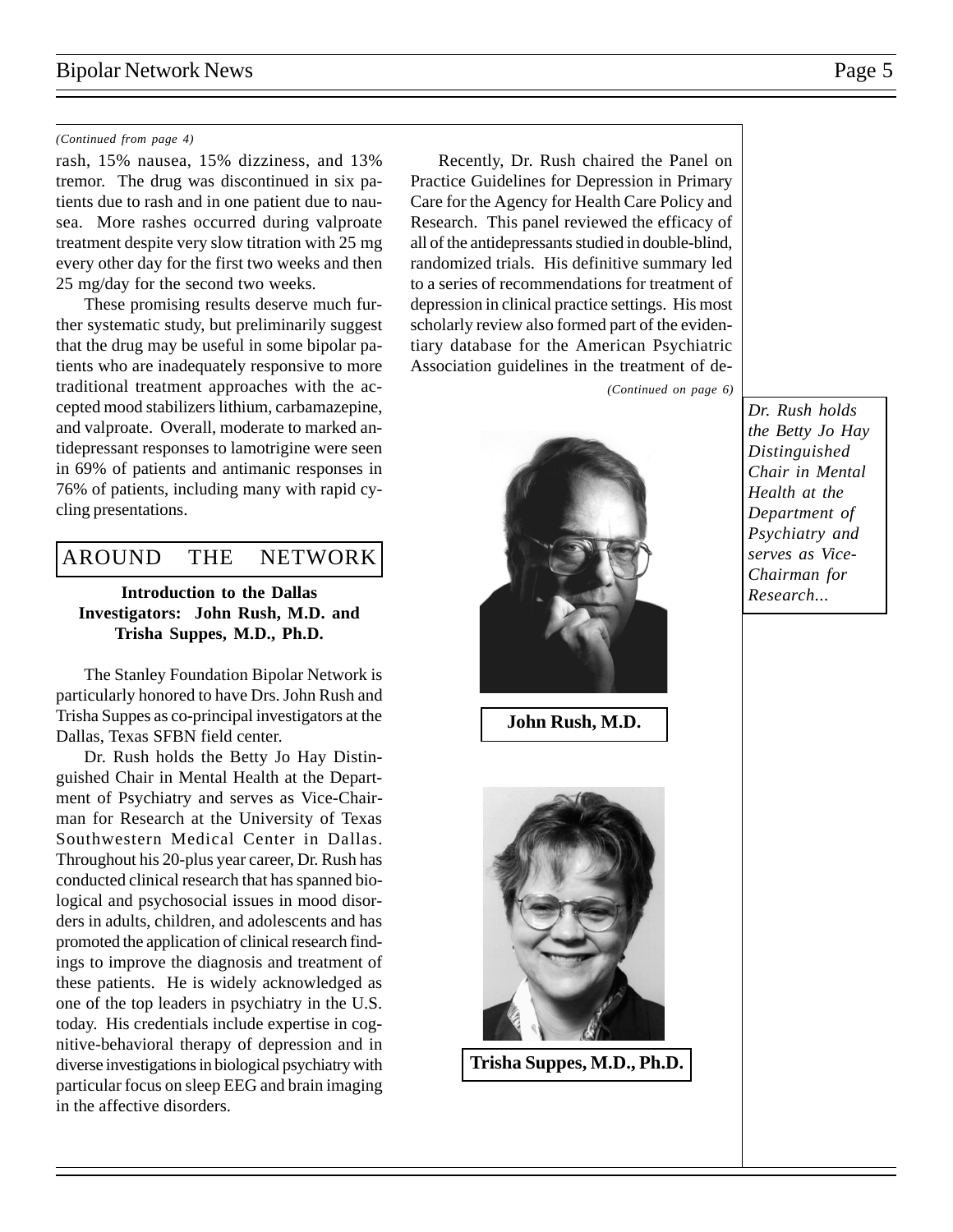*(Continued from page 4)*

rash, 15% nausea, 15% dizziness, and 13% tremor. The drug was discontinued in six patients due to rash and in one patient due to nausea. More rashes occurred during valproate treatment despite very slow titration with 25 mg every other day for the first two weeks and then 25 mg/day for the second two weeks.

These promising results deserve much further systematic study, but preliminarily suggest that the drug may be useful in some bipolar patients who are inadequately responsive to more traditional treatment approaches with the accepted mood stabilizers lithium, carbamazepine, and valproate. Overall, moderate to marked antidepressant responses to lamotrigine were seen in 69% of patients and antimanic responses in 76% of patients, including many with rapid cycling presentations.

## AROUND THE NETWORK

### Introduction to the Dallas Investigators: John Rush, M.D. and Trisha Suppes, M.D., Ph.D.

The Stanley Foundation Bipolar Network is particularly honored to have Drs. John Rush and Trisha Suppes as co-principal investigators at the Dallas, Texas SFBN field center.

Dr. Rush holds the Betty Jo Hay Distinguished Chair in Mental Health at the Department of Psychiatry and serves as Vice-Chairman for Research at the University of Texas Southwestern Medical Center in Dallas. Throughout his 20-plus year career, Dr. Rush has conducted clinical research that has spanned biological and psychosocial issues in mood disorders in adults, children, and adolescents and has promoted the application of clinical research findings to improve the diagnosis and treatment of these patients. He is widely acknowledged as one of the top leaders in psychiatry in the U.S. today. His credentials include expertise in cognitive-behavioral therapy of depression and in diverse investigations in biological psychiatry with particular focus on sleep EEG and brain imaging in the affective disorders.

Recently, Dr. Rush chaired the Panel on Practice Guidelines for Depression in Primary Care for the Agency for Health Care Policy and Research. This panel reviewed the efficacy of all of the antidepressants studied in double-blind, randomized trials. His definitive summary led to a series of recommendations for treatment of depression in clinical practice settings. His most scholarly review also formed part of the evidentiary database for the American Psychiatric Association guidelines in the treatment of de-

*(Continued on page 6)*

**John Rush, M.D.**

**Trisha Suppes, M.D., Ph.D.**

*Dr. Rush holds the Betty Jo Hay Distinguished Chair in Mental Health at the Department of Psychiatry and serves as Vice-Chairman for Research...*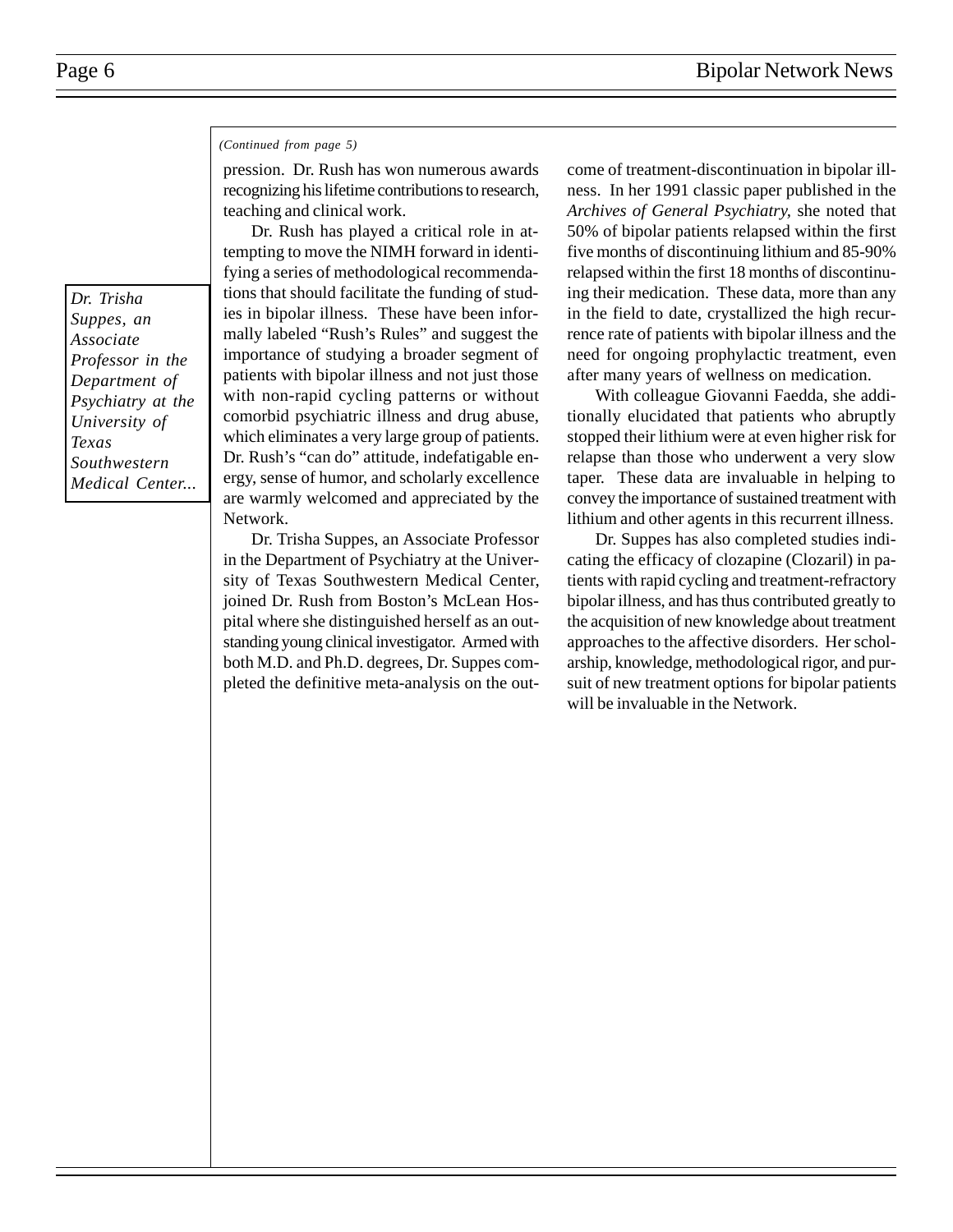*(Continued from page 5)*

pression. Dr. Rush has won numerous awards recognizing his lifetime contributions to research, teaching and clinical work.

Dr. Rush has played a critical role in attempting to move the NIMH forward in identifying a series of methodological recommendations that should facilitate the funding of studies in bipolar illness. These have been informally labeled "Rush's Rules" and suggest the importance of studying a broader segment of patients with bipolar illness and not just those with non-rapid cycling patterns or without comorbid psychiatric illness and drug abuse, which eliminates a very large group of patients. Dr. Rush's "can do" attitude, indefatigable energy, sense of humor, and scholarly excellence are warmly welcomed and appreciated by the Network.

*Dr. Trisha Suppes, an Associate Professor in the Department of Psychiatry at the University of Texas Southwestern Medical Center...*

Dr. Trisha Suppes, an Associate Professor in the Department of Psychiatry at the University of Texas Southwestern Medical Center, joined Dr. Rush from Boston's McLean Hospital where she distinguished herself as an outstanding young clinical investigator. Armed with both M.D. and Ph.D. degrees, Dr. Suppes completed the definitive meta-analysis on the outcome of treatment-discontinuation in bipolar illness. In her 1991 classic paper published in the *Archives of General Psychiatry*, she noted that 50% of bipolar patients relapsed within the first five months of discontinuing lithium and 85-90% relapsed within the first 18 months of discontinuing their medication. These data, more than any in the field to date, crystallized the high recurrence rate of patients with bipolar illness and the need for ongoing prophylactic treatment, even after many years of wellness on medication.

With colleague Giovanni Faedda, she additionally elucidated that patients who abruptly stopped their lithium were at even higher risk for relapse than those who underwent a very slow taper. These data are invaluable in helping to convey the importance of sustained treatment with lithium and other agents in this recurrent illness.

Dr. Suppes has also completed studies indicating the efficacy of clozapine (Clozaril) in patients with rapid cycling and treatment-refractory bipolar illness, and has thus contributed greatly to the acquisition of new knowledge about treatment approaches to the affective disorders. Her scholarship, knowledge, methodological rigor, and pursuit of new treatment options for bipolar patients will be invaluable in the Network.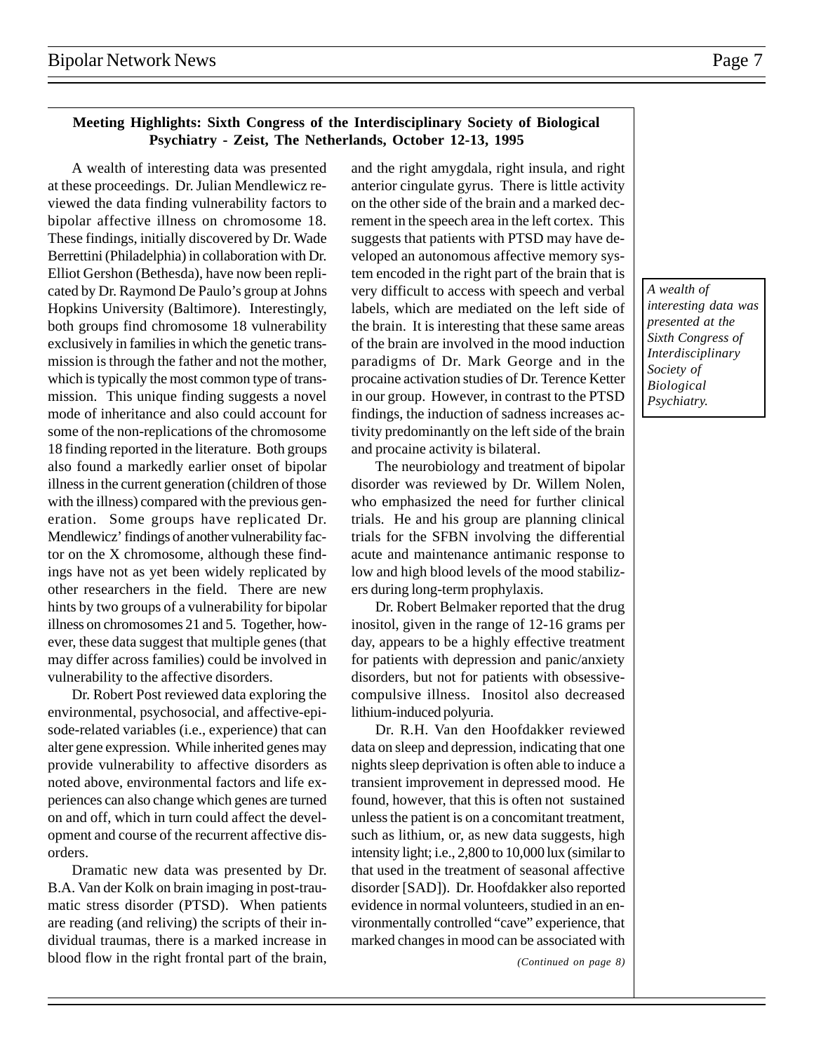**Meeting Highlights: Sixth Congress of the Interdisciplinary Society of Biological Psychiatry - Zeist, The Netherlands, October 12-13, 1995**

A wealth of interesting data was presented at these proceedings. Dr. Julian Mendlewicz reviewed the data finding vulnerability factors to bipolar affective illness on chromosome 18. These findings, initially discovered by Dr. Wade Berrettini (Philadelphia) in collaboration with Dr. Elliot Gershon (Bethesda), have now been replicated by Dr. Raymond De Paulo's group at Johns Hopkins University (Baltimore). Interestingly, both groups find chromosome 18 vulnerability exclusively in families in which the genetic transmission is through the father and not the mother, which is typically the most common type of transmission. This unique finding suggests a novel mode of inheritance and also could account for some of the non-replications of the chromosome 18 finding reported in the literature. Both groups also found a markedly earlier onset of bipolar illness in the current generation (children of those with the illness) compared with the previous generation. Some groups have replicated Dr. Mendlewicz' findings of another vulnerability factor on the X chromosome, although these findings have not as yet been widely replicated by other researchers in the field. There are new hints by two groups of a vulnerability for bipolar illness on chromosomes 21 and 5. Together, however, these data suggest that multiple genes (that may differ across families) could be involved in vulnerability to the affective disorders.

Dr. Robert Post reviewed data exploring the environmental, psychosocial, and affective-episode-related variables (i.e., experience) that can alter gene expression. While inherited genes may provide vulnerability to affective disorders as noted above, environmental factors and life experiences can also change which genes are turned on and off, which in turn could affect the development and course of the recurrent affective disorders.

Dramatic new data was presented by Dr. B.A. Van der Kolk on brain imaging in post-traumatic stress disorder (PTSD). When patients are reading (and reliving) the scripts of their individual traumas, there is a marked increase in blood flow in the right frontal part of the brain, and the right amygdala, right insula, and right anterior cingulate gyrus. There is little activity on the other side of the brain and a marked decrement in the speech area in the left cortex. This suggests that patients with PTSD may have developed an autonomous affective memory system encoded in the right part of the brain that is very difficult to access with speech and verbal labels, which are mediated on the left side of the brain. It is interesting that these same areas of the brain are involved in the mood induction paradigms of Dr. Mark George and in the procaine activation studies of Dr. Terence Ketter in our group. However, in contrast to the PTSD findings, the induction of sadness increases activity predominantly on the left side of the brain and procaine activity is bilateral.

*A wealth of interesting data was presented at the Sixth Congress of Interdisciplinary Society of Biological Psychiatry.*

The neurobiology and treatment of bipolar disorder was reviewed by Dr. Willem Nolen, who emphasized the need for further clinical trials. He and his group are planning clinical trials for the SFBN involving the differential acute and maintenance antimanic response to low and high blood levels of the mood stabilizers during long-term prophylaxis.

Dr. Robert Belmaker reported that the drug inositol, given in the range of 12-16 grams per day, appears to be a highly effective treatment for patients with depression and panic/anxiety disorders, but not for patients with obsessive-compulsive illness. Inositol also decreased lithium-induced polyuria.

Dr. R.H. Van den Hoofdakker reviewed data on sleep and depression, indicating that one nights sleep deprivation is often able to induce a transient improvement in depressed mood. He found, however, that this is often not sustained unless the patient is on a concomitant treatment, such as lithium, or, as new data suggests, high intensity light; i.e., 2,800 to 10,000 lux (similar to that used in the treatment of seasonal affective disorder [SAD]). Dr. Hoofdakker also reported evidence in normal volunteers, studied in an environmentally controlled "cave" experience, that marked changes in mood can be associated with

*(Continued on page 8)*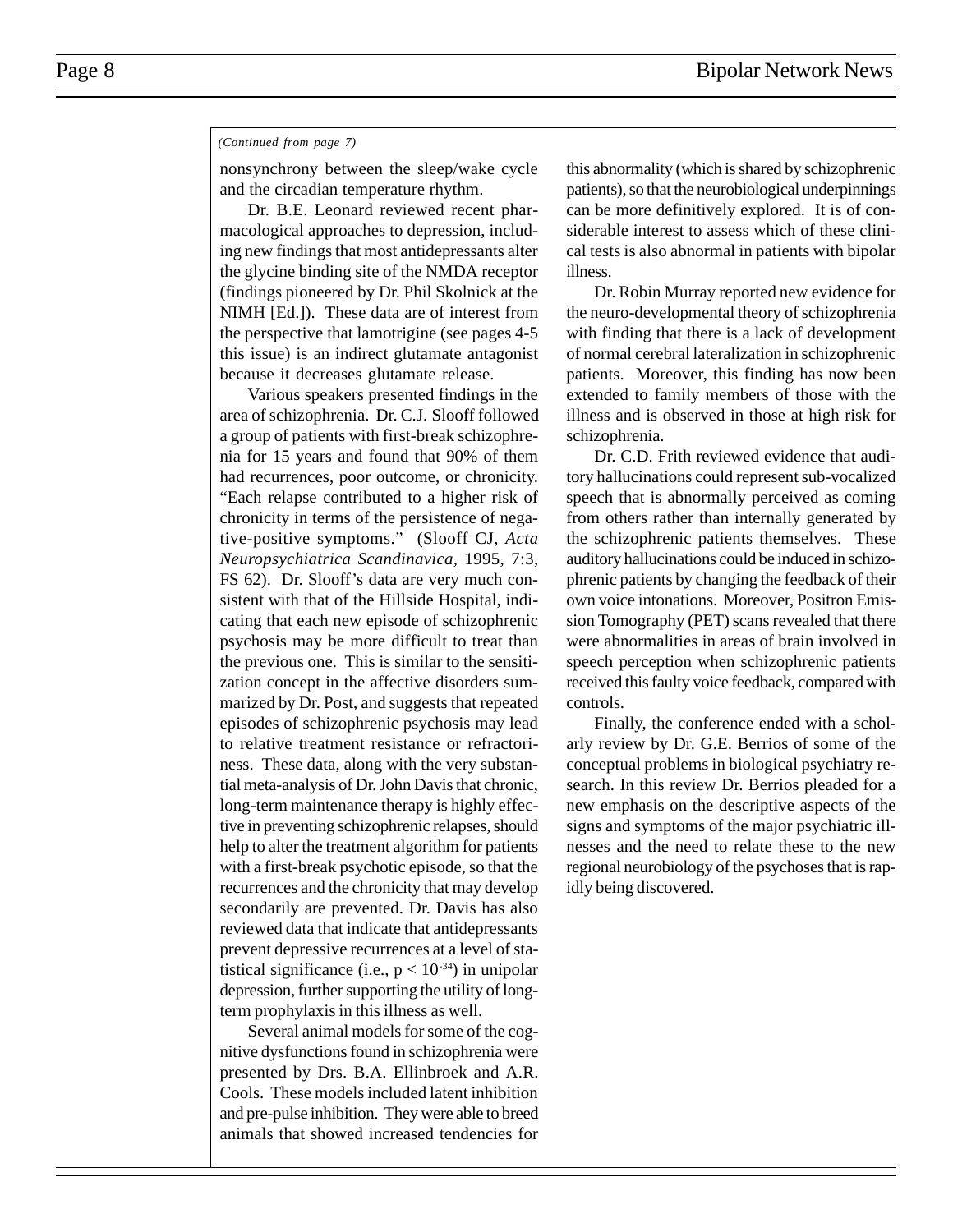*(Continued from page 7)*

nonsynchrony between the sleep/wake cycle and the circadian temperature rhythm.

Dr. B.E. Leonard reviewed recent pharmacological approaches to depression, including new findings that most antidepressants alter the glycine binding site of the NMDA receptor (findings pioneered by Dr. Phil Skolnick at the NIMH [Ed.]). These data are of interest from the perspective that lamotrigine (see pages 4-5 this issue) is an indirect glutamate antagonist because it decreases glutamate release.

Various speakers presented findings in the area of schizophrenia. Dr. C.J. Slooff followed a group of patients with first-break schizophrenia for 15 years and found that 90% of them had recurrences, poor outcome, or chronicity. "Each relapse contributed to a higher risk of chronicity in terms of the persistence of negative-positive symptoms." (Slooff CJ, *Acta Neuropsychiatrica Scandinavica*, 1995, 7:3, FS 62). Dr. Slooff's data are very much consistent with that of the Hillside Hospital, indicating that each new episode of schizophrenic psychosis may be more difficult to treat than the previous one. This is similar to the sensitization concept in the affective disorders summarized by Dr. Post, and suggests that repeated episodes of schizophrenic psychosis may lead to relative treatment resistance or refractoriness. These data, along with the very substantial meta-analysis of Dr. John Davis that chronic, long-term maintenance therapy is highly effective in preventing schizophrenic relapses, should help to alter the treatment algorithm for patients with a first-break psychotic episode, so that the recurrences and the chronicity that may develop secondarily are prevented. Dr. Davis has also reviewed data that indicate that antidepressants prevent depressive recurrences at a level of statistical significance (i.e., $p < 10^{-34}$) in unipolar depression, further supporting the utility of long-term prophylaxis in this illness as well.

Several animal models for some of the cognitive dysfunctions found in schizophrenia were presented by Drs. B.A. Ellinbroek and A.R. Cools. These models included latent inhibition and pre-pulse inhibition. They were able to breed animals that showed increased tendencies for this abnormality (which is shared by schizophrenic patients), so that the neurobiological underpinnings can be more definitively explored. It is of considerable interest to assess which of these clinical tests is also abnormal in patients with bipolar illness.

Dr. Robin Murray reported new evidence for the neuro-developmental theory of schizophrenia with finding that there is a lack of development of normal cerebral lateralization in schizophrenic patients. Moreover, this finding has now been extended to family members of those with the illness and is observed in those at high risk for schizophrenia.

Dr. C.D. Frith reviewed evidence that auditory hallucinations could represent sub-vocalized speech that is abnormally perceived as coming from others rather than internally generated by the schizophrenic patients themselves. These auditory hallucinations could be induced in schizophrenic patients by changing the feedback of their own voice intonations. Moreover, Positron Emission Tomography (PET) scans revealed that there were abnormalities in areas of brain involved in speech perception when schizophrenic patients received this faulty voice feedback, compared with controls.

Finally, the conference ended with a scholarly review by Dr. G.E. Berrios of some of the conceptual problems in biological psychiatry research. In this review Dr. Berrios pleaded for a new emphasis on the descriptive aspects of the signs and symptoms of the major psychiatric illnesses and the need to relate these to the new regional neurobiology of the psychoses that is rapidly being discovered.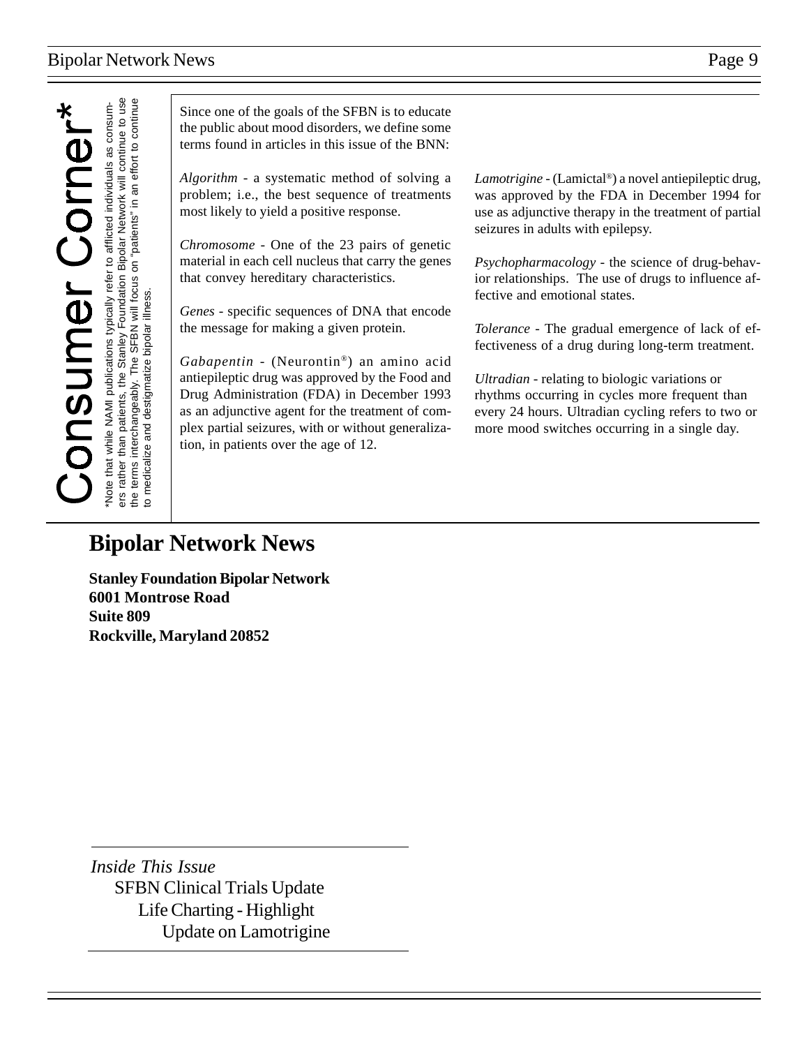## Consumer Corner*

*Note that while NAMI publications typically refer to afflicted individuals as consumers rather than patients, the Stanley Foundation Bipolar Network will continue to use the terms interchangeably. The SFBN will focus on "patients" in an effort to continue to medicalize and destigmatize bipolar illness.

Since one of the goals of the SFBN is to educate the public about mood disorders, we define some terms found in articles in this issue of the BNN:

*Algorithm* - a systematic method of solving a problem; i.e., the best sequence of treatments most likely to yield a positive response.

*Chromosome* - One of the 23 pairs of genetic material in each cell nucleus that carry the genes that convey hereditary characteristics.

*Genes* - specific sequences of DNA that encode the message for making a given protein.

*Gabapentin* - (Neurontin®) an amino acid antiepileptic drug was approved by the Food and Drug Administration (FDA) in December 1993 as an adjunctive agent for the treatment of complex partial seizures, with or without generalization, in patients over the age of 12.

*Lamotrigine* - (Lamictal®) a novel antiepileptic drug, was approved by the FDA in December 1994 for use as adjunctive therapy in the treatment of partial seizures in adults with epilepsy.

*Psychopharmacology* - the science of drug-behavior relationships. The use of drugs to influence affective and emotional states.

*Tolerance* - The gradual emergence of lack of effectiveness of a drug during long-term treatment.

*Ultradian* - relating to biologic variations or rhythms occurring in cycles more frequent than every 24 hours. Ultradian cycling refers to two or more mood switches occurring in a single day.

# Bipolar Network News

**Stanley Foundation Bipolar Network**
**6001 Montrose Road**
**Suite 809**
**Rockville, Maryland 20852**

*Inside This Issue*

SFBN Clinical Trials Update
Life Charting - Highlight
Update on Lamotrigine